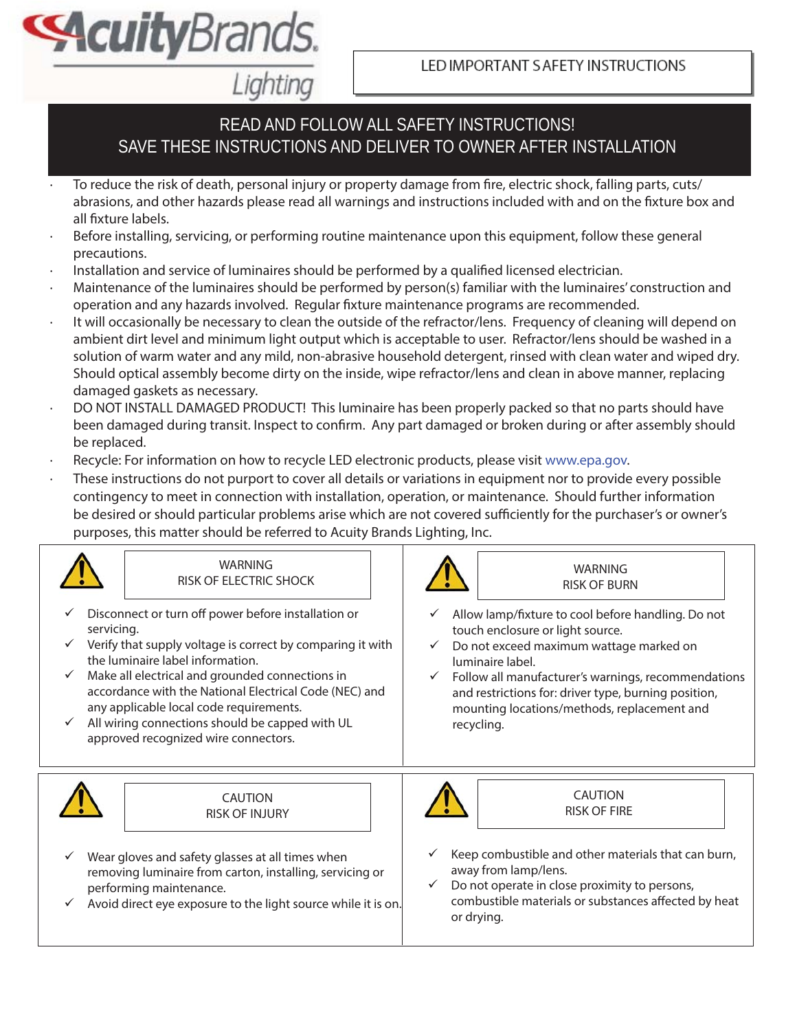# Acuity Brands Lighting

## LED IMPORTANT SAFETY INSTRUCTIONS

**READ AND FOLLOW ALL SAFETY INSTRUCTIONS!**
**SAVE THESE INSTRUCTIONS AND DELIVER TO OWNER AFTER INSTALLATION**

- To reduce the risk of death, personal injury or property damage from fire, electric shock, falling parts, cuts/abrasions, and other hazards please read all warnings and instructions included with and on the fixture box and all fixture labels.
- Before installing, servicing, or performing routine maintenance upon this equipment, follow these general precautions.
- Installation and service of luminaires should be performed by a qualified licensed electrician.
- Maintenance of the luminaires should be performed by person(s) familiar with the luminaires' construction and operation and any hazards involved. Regular fixture maintenance programs are recommended.
- It will occasionally be necessary to clean the outside of the refractor/lens. Frequency of cleaning will depend on ambient dirt level and minimum light output which is acceptable to user. Refractor/lens should be washed in a solution of warm water and any mild, non-abrasive household detergent, rinsed with clean water and wiped dry. Should optical assembly become dirty on the inside, wipe refractor/lens and clean in above manner, replacing damaged gaskets as necessary.
- DO NOT INSTALL DAMAGED PRODUCT! This luminaire has been properly packed so that no parts should have been damaged during transit. Inspect to confirm. Any part damaged or broken during or after assembly should be replaced.
- Recycle: For information on how to recycle LED electronic products, please visit www.epa.gov.
- These instructions do not purport to cover all details or variations in equipment nor to provide every possible contingency to meet in connection with installation, operation, or maintenance. Should further information be desired or should particular problems arise which are not covered sufficiently for the purchaser's or owner's purposes, this matter should be referred to Acuity Brands Lighting, Inc.

### WARNING
### RISK OF ELECTRIC SHOCK

- ✓ Disconnect or turn off power before installation or servicing.
- ✓ Verify that supply voltage is correct by comparing it with the luminaire label information.
- ✓ Make all electrical and grounded connections in accordance with the National Electrical Code (NEC) and any applicable local code requirements.
- ✓ All wiring connections should be capped with UL approved recognized wire connectors.

### WARNING
### RISK OF BURN

- ✓ Allow lamp/fixture to cool before handling. Do not touch enclosure or light source.
- ✓ Do not exceed maximum wattage marked on luminaire label.
- ✓ Follow all manufacturer's warnings, recommendations and restrictions for: driver type, burning position, mounting locations/methods, replacement and recycling.

### CAUTION
### RISK OF INJURY

- ✓ Wear gloves and safety glasses at all times when removing luminaire from carton, installing, servicing or performing maintenance.
- ✓ Avoid direct eye exposure to the light source while it is on.

### CAUTION
### RISK OF FIRE

- ✓ Keep combustible and other materials that can burn, away from lamp/lens.
- ✓ Do not operate in close proximity to persons, combustible materials or substances affected by heat or drying.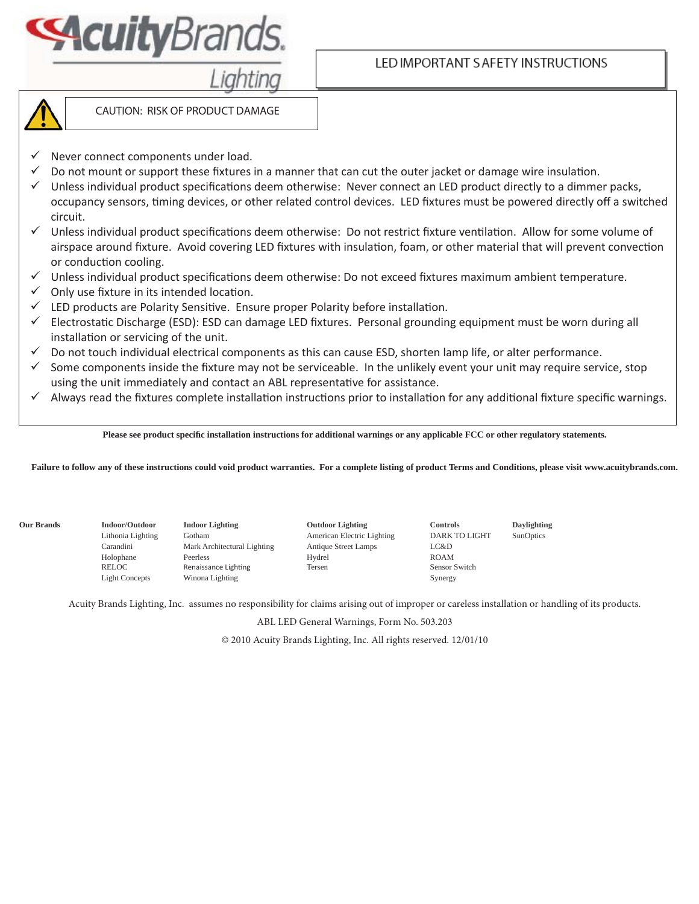Acuity Brands Lighting

# LED IMPORTANT SAFETY INSTRUCTIONS

**CAUTION: RISK OF PRODUCT DAMAGE**

- ✓ Never connect components under load.
- ✓ Do not mount or support these fixtures in a manner that can cut the outer jacket or damage wire insulation.
- ✓ Unless individual product specifications deem otherwise: Never connect an LED product directly to a dimmer packs, occupancy sensors, timing devices, or other related control devices. LED fixtures must be powered directly off a switched circuit.
- ✓ Unless individual product specifications deem otherwise: Do not restrict fixture ventilation. Allow for some volume of airspace around fixture. Avoid covering LED fixtures with insulation, foam, or other material that will prevent convection or conduction cooling.
- ✓ Unless individual product specifications deem otherwise: Do not exceed fixtures maximum ambient temperature.
- ✓ Only use fixture in its intended location.
- ✓ LED products are Polarity Sensitive. Ensure proper Polarity before installation.
- ✓ Electrostatic Discharge (ESD): ESD can damage LED fixtures. Personal grounding equipment must be worn during all installation or servicing of the unit.
- ✓ Do not touch individual electrical components as this can cause ESD, shorten lamp life, or alter performance.
- ✓ Some components inside the fixture may not be serviceable. In the unlikely event your unit may require service, stop using the unit immediately and contact an ABL representative for assistance.
- ✓ Always read the fixtures complete installation instructions prior to installation for any additional fixture specific warnings.

**Please see product specific installation instructions for additional warnings or any applicable FCC or other regulatory statements.**

**Failure to follow any of these instructions could void product warranties. For a complete listing of product Terms and Conditions, please visit www.acuitybrands.com.**

| Our Brands | Indoor/Outdoor | Indoor Lighting | Outdoor Lighting | Controls | Daylighting |
|---|---|---|---|---|---|
| | Lithonia Lighting | Gotham | American Electric Lighting | DARK TO LIGHT | SunOptics |
| | Carandini | Mark Architectural Lighting | Antique Street Lamps | LC&D | |
| | Holophane | Peerless | Hydrel | ROAM | |
| | RELOC | Renaissance Lighting | Tersen | Sensor Switch | |
| | Light Concepts | Winona Lighting | | Synergy | |

Acuity Brands Lighting, Inc. assumes no responsibility for claims arising out of improper or careless installation or handling of its products.

ABL LED General Warnings, Form No. 503.203

© 2010 Acuity Brands Lighting, Inc. All rights reserved. 12/01/10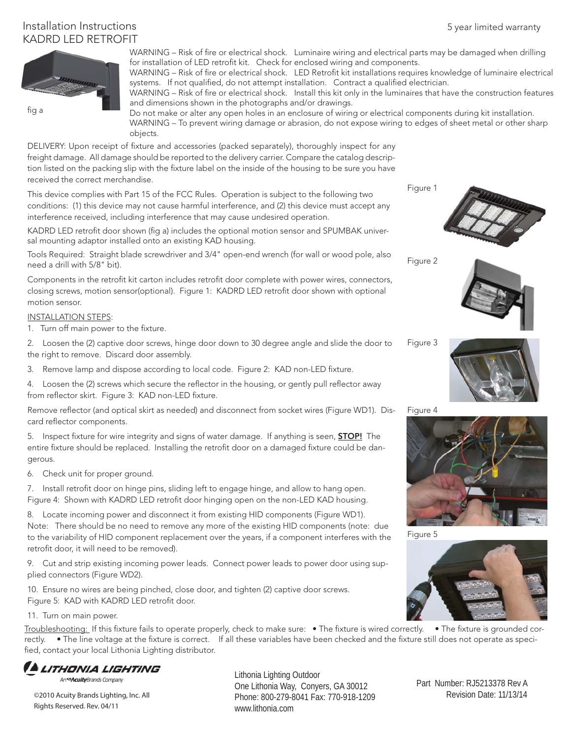# Installation Instructions
## KADRD LED RETROFIT

5 year limited warranty

fig a

WARNING – Risk of fire or electrical shock. Luminaire wiring and electrical parts may be damaged when drilling for installation of LED retrofit kit. Check for enclosed wiring and components.

WARNING – Risk of fire or electrical shock. LED Retrofit kit installations requires knowledge of luminaire electrical systems. If not qualified, do not attempt installation. Contract a qualified electrician.

WARNING – Risk of fire or electrical shock. Install this kit only in the luminaires that have the construction features and dimensions shown in the photographs and/or drawings.

Do not make or alter any open holes in an enclosure of wiring or electrical components during kit installation.

WARNING – To prevent wiring damage or abrasion, do not expose wiring to edges of sheet metal or other sharp objects.

DELIVERY: Upon receipt of fixture and accessories (packed separately), thoroughly inspect for any freight damage. All damage should be reported to the delivery carrier. Compare the catalog description listed on the packing slip with the fixture label on the inside of the housing to be sure you have received the correct merchandise.

This device complies with Part 15 of the FCC Rules. Operation is subject to the following two conditions: (1) this device may not cause harmful interference, and (2) this device must accept any interference received, including interference that may cause undesired operation.

KADRD LED retrofit door shown (fig a) includes the optional motion sensor and SPUMBAK universal mounting adaptor installed onto an existing KAD housing.

Tools Required: Straight blade screwdriver and 3/4" open-end wrench (for wall or wood pole, also need a drill with 5/8" bit).

Components in the retrofit kit carton includes retrofit door complete with power wires, connectors, closing screws, motion sensor(optional). Figure 1: KADRD LED retrofit door shown with optional motion sensor.

INSTALLATION STEPS:

1. Turn off main power to the fixture.

2. Loosen the (2) captive door screws, hinge door down to 30 degree angle and slide the door to the right to remove. Discard door assembly.

3. Remove lamp and dispose according to local code. Figure 2: KAD non-LED fixture.

4. Loosen the (2) screws which secure the reflector in the housing, or gently pull reflector away from reflector skirt. Figure 3: KAD non-LED fixture.

Remove reflector (and optical skirt as needed) and disconnect from socket wires (Figure WD1). Discard reflector components.

5. Inspect fixture for wire integrity and signs of water damage. If anything is seen, **STOP!** The entire fixture should be replaced. Installing the retrofit door on a damaged fixture could be dangerous.

6. Check unit for proper ground.

7. Install retrofit door on hinge pins, sliding left to engage hinge, and allow to hang open. Figure 4: Shown with KADRD LED retrofit door hinging open on the non-LED KAD housing.

8. Locate incoming power and disconnect it from existing HID components (Figure WD1). Note: There should be no need to remove any more of the existing HID components (note: due to the variability of HID component replacement over the years, if a component interferes with the retrofit door, it will need to be removed).

9. Cut and strip existing incoming power leads. Connect power leads to power door using supplied connectors (Figure WD2).

10. Ensure no wires are being pinched, close door, and tighten (2) captive door screws. Figure 5: KAD with KADRD LED retrofit door.

11. Turn on main power.

Figure 1

Figure 2

Figure 3

Figure 4

Figure 5

Troubleshooting: If this fixture fails to operate properly, check to make sure: • The fixture is wired correctly. • The fixture is grounded correctly. • The line voltage at the fixture is correct. If all these variables have been checked and the fixture still does not operate as specified, contact your local Lithonia Lighting distributor.

LITHONIA LIGHTING
An AcuityBrands Company

©2010 Acuity Brands Lighting, Inc. All Rights Reserved. Rev. 04/11

Lithonia Lighting Outdoor
One Lithonia Way, Conyers, GA 30012
Phone: 800-279-8041 Fax: 770-918-1209
www.lithonia.com

Part Number: RJ5213378 Rev A
Revision Date: 11/13/14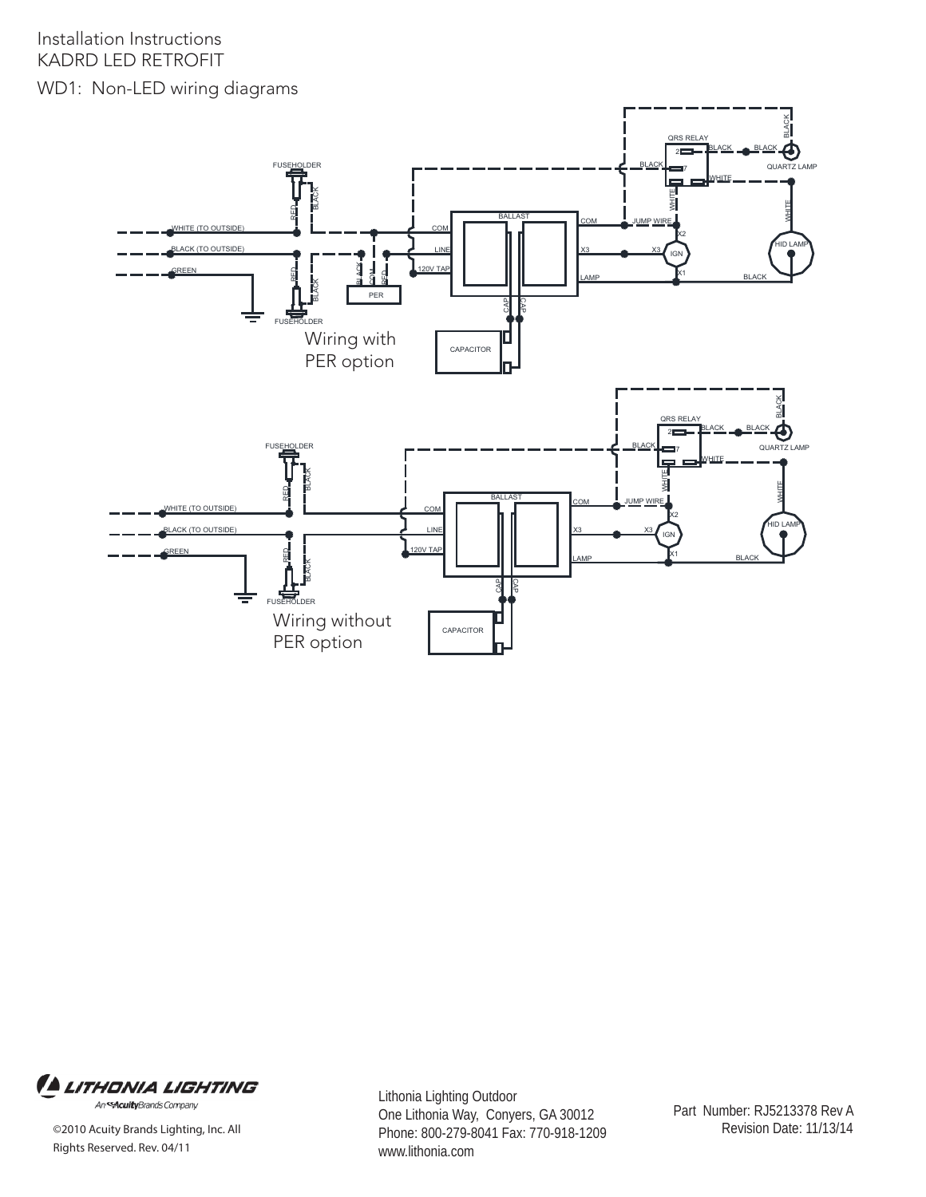Installation Instructions
KADRD LED RETROFIT

## WD1: Non-LED wiring diagrams

Wiring with PER option

Wiring without PER option

©2010 Acuity Brands Lighting, Inc. All Rights Reserved. Rev. 04/11

Lithonia Lighting Outdoor
One Lithonia Way, Conyers, GA 30012
Phone: 800-279-8041 Fax: 770-918-1209
www.lithonia.com

Part Number: RJ5213378 Rev A
Revision Date: 11/13/14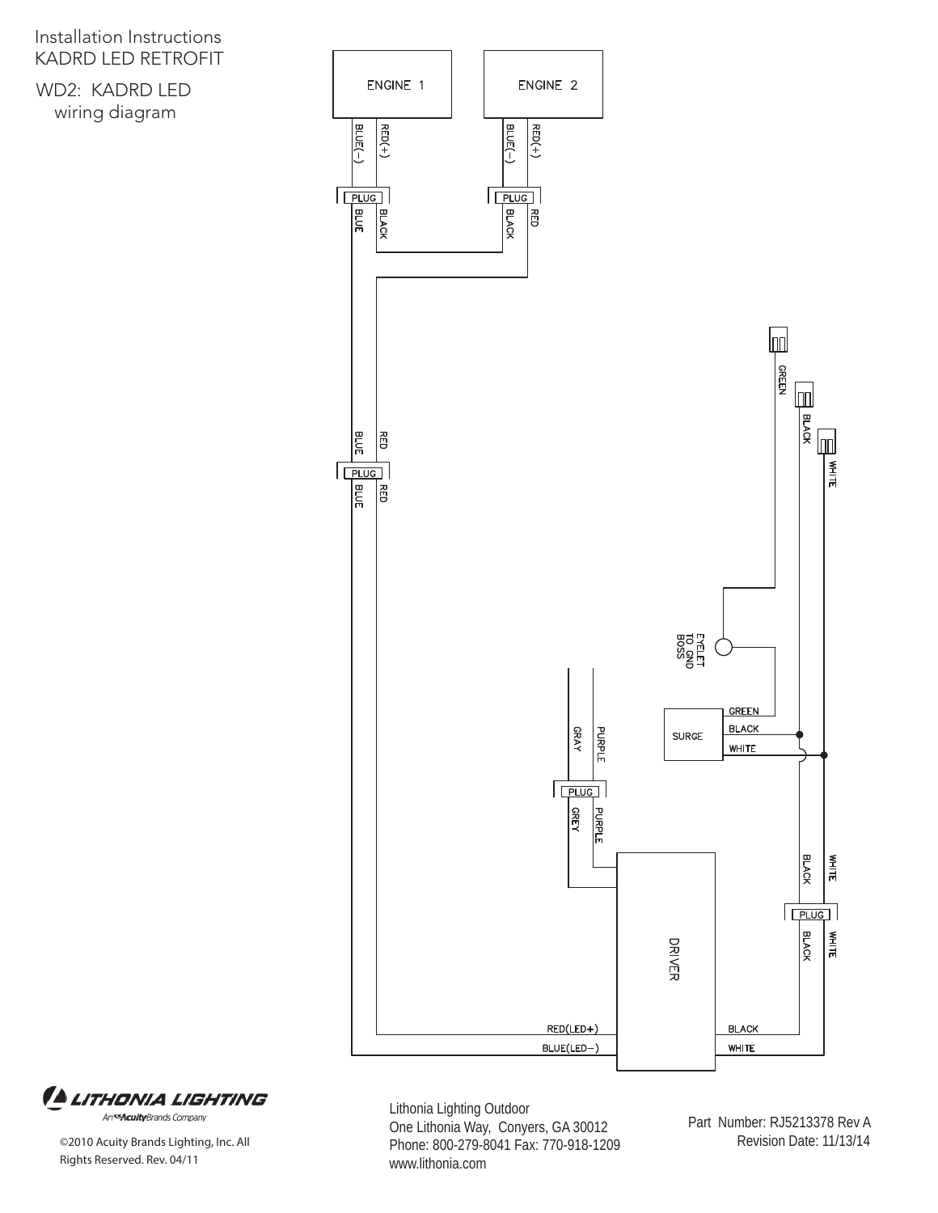Installation Instructions
KADRD LED RETROFIT

WD2: KADRD LED
wiring diagram

ENGINE 1
ENGINE 2
BLUE(–)
RED(+)
BLUE(–)
RED(+)
PLUG
BLUE
BLACK
PLUG
BLACK
RED
BLUE
RED
PLUG
BLUE
RED
GREEN
BLACK
WHITE
EYELET TO GND BOSS
SURGE
GREEN
BLACK
WHITE
GRAY
PURPLE
PLUG
GREY
PURPLE
DRIVER
BLACK
WHITE
PLUG
BLACK
WHITE
RED(LED+)
BLUE(LED–)
BLACK
WHITE

LITHONIA LIGHTING
An Acuity Brands Company

©2010 Acuity Brands Lighting, Inc. All Rights Reserved. Rev. 04/11

Lithonia Lighting Outdoor
One Lithonia Way, Conyers, GA 30012
Phone: 800-279-8041 Fax: 770-918-1209
www.lithonia.com

Part Number: RJ5213378 Rev A
Revision Date: 11/13/14